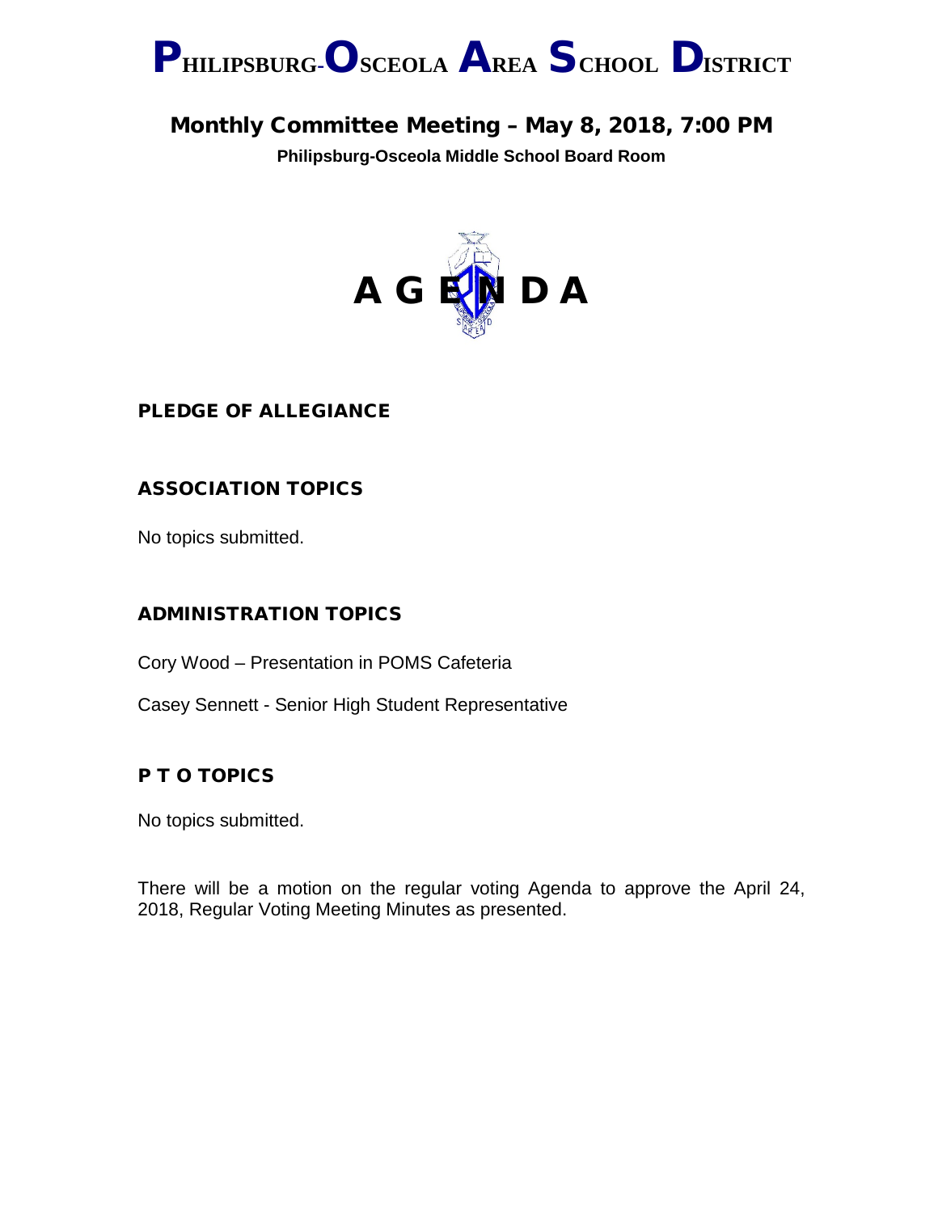# PHILIPSBURG-OSCEOLA AREA SCHOOL DISTRICT

## Monthly Committee Meeting – May 8, 2018, 7:00 PM

**Philipsburg-Osceola Middle School Board Room**

# A G E N D A

### PLEDGE OF ALLEGIANCE

### ASSOCIATION TOPICS

No topics submitted.

### ADMINISTRATION TOPICS

Cory Wood – Presentation in POMS Cafeteria

Casey Sennett - Senior High Student Representative

### P T O TOPICS

No topics submitted.

There will be a motion on the regular voting Agenda to approve the April 24, 2018, Regular Voting Meeting Minutes as presented.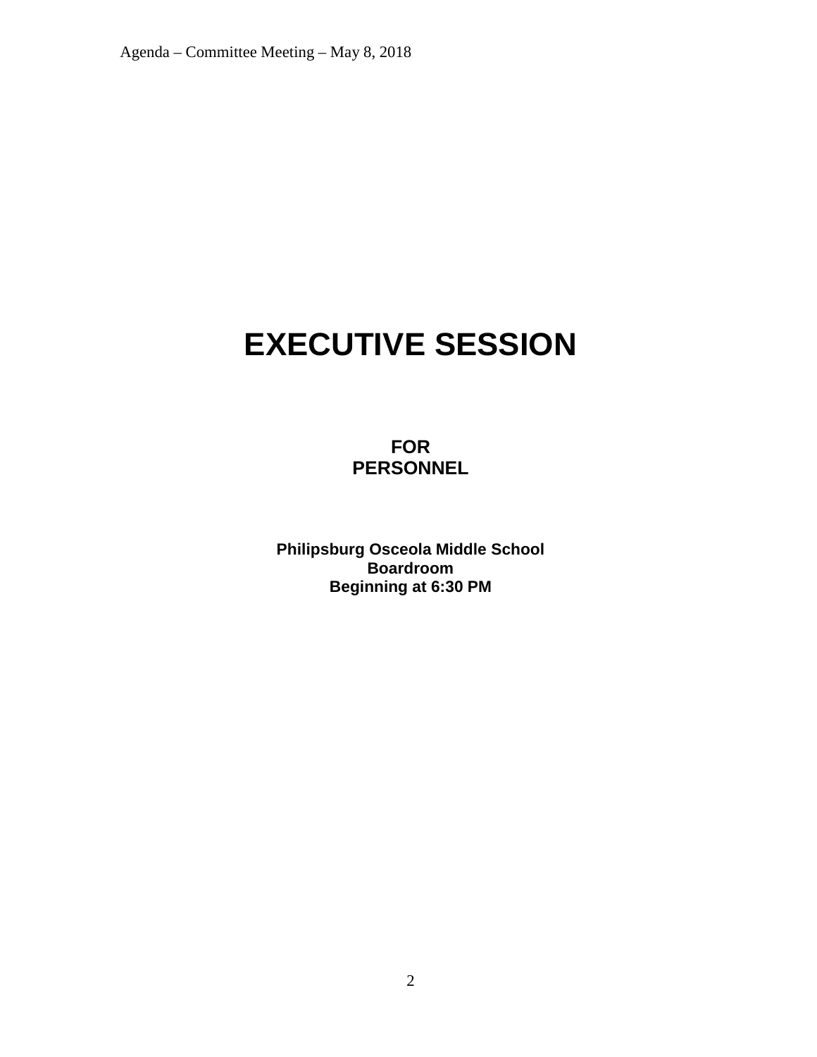# EXECUTIVE SESSION

**FOR**
**PERSONNEL**

**Philipsburg Osceola Middle School**
**Boardroom**
**Beginning at 6:30 PM**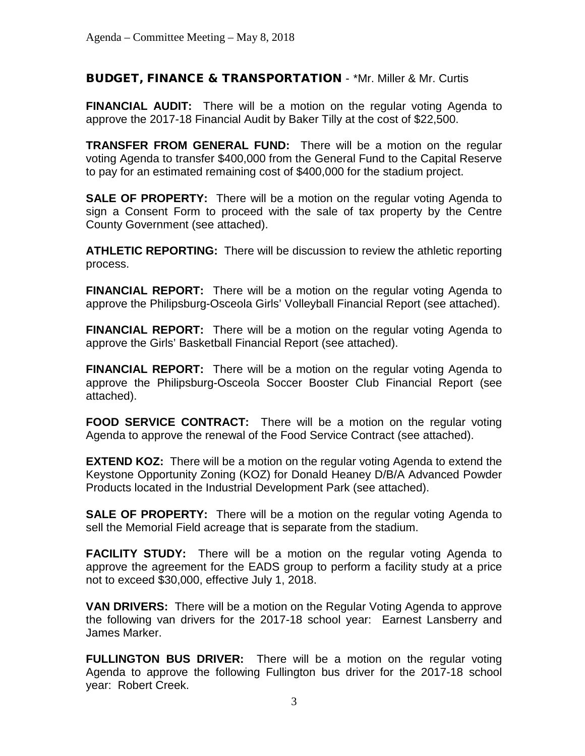## BUDGET, FINANCE & TRANSPORTATION - *Mr. Miller & Mr. Curtis

**FINANCIAL AUDIT:** There will be a motion on the regular voting Agenda to approve the 2017-18 Financial Audit by Baker Tilly at the cost of $22,500.

**TRANSFER FROM GENERAL FUND:** There will be a motion on the regular voting Agenda to transfer $400,000 from the General Fund to the Capital Reserve to pay for an estimated remaining cost of $400,000 for the stadium project.

**SALE OF PROPERTY:** There will be a motion on the regular voting Agenda to sign a Consent Form to proceed with the sale of tax property by the Centre County Government (see attached).

**ATHLETIC REPORTING:** There will be discussion to review the athletic reporting process.

**FINANCIAL REPORT:** There will be a motion on the regular voting Agenda to approve the Philipsburg-Osceola Girls' Volleyball Financial Report (see attached).

**FINANCIAL REPORT:** There will be a motion on the regular voting Agenda to approve the Girls' Basketball Financial Report (see attached).

**FINANCIAL REPORT:** There will be a motion on the regular voting Agenda to approve the Philipsburg-Osceola Soccer Booster Club Financial Report (see attached).

**FOOD SERVICE CONTRACT:** There will be a motion on the regular voting Agenda to approve the renewal of the Food Service Contract (see attached).

**EXTEND KOZ:** There will be a motion on the regular voting Agenda to extend the Keystone Opportunity Zoning (KOZ) for Donald Heaney D/B/A Advanced Powder Products located in the Industrial Development Park (see attached).

**SALE OF PROPERTY:** There will be a motion on the regular voting Agenda to sell the Memorial Field acreage that is separate from the stadium.

**FACILITY STUDY:** There will be a motion on the regular voting Agenda to approve the agreement for the EADS group to perform a facility study at a price not to exceed $30,000, effective July 1, 2018.

**VAN DRIVERS:** There will be a motion on the Regular Voting Agenda to approve the following van drivers for the 2017-18 school year: Earnest Lansberry and James Marker.

**FULLINGTON BUS DRIVER:** There will be a motion on the regular voting Agenda to approve the following Fullington bus driver for the 2017-18 school year: Robert Creek.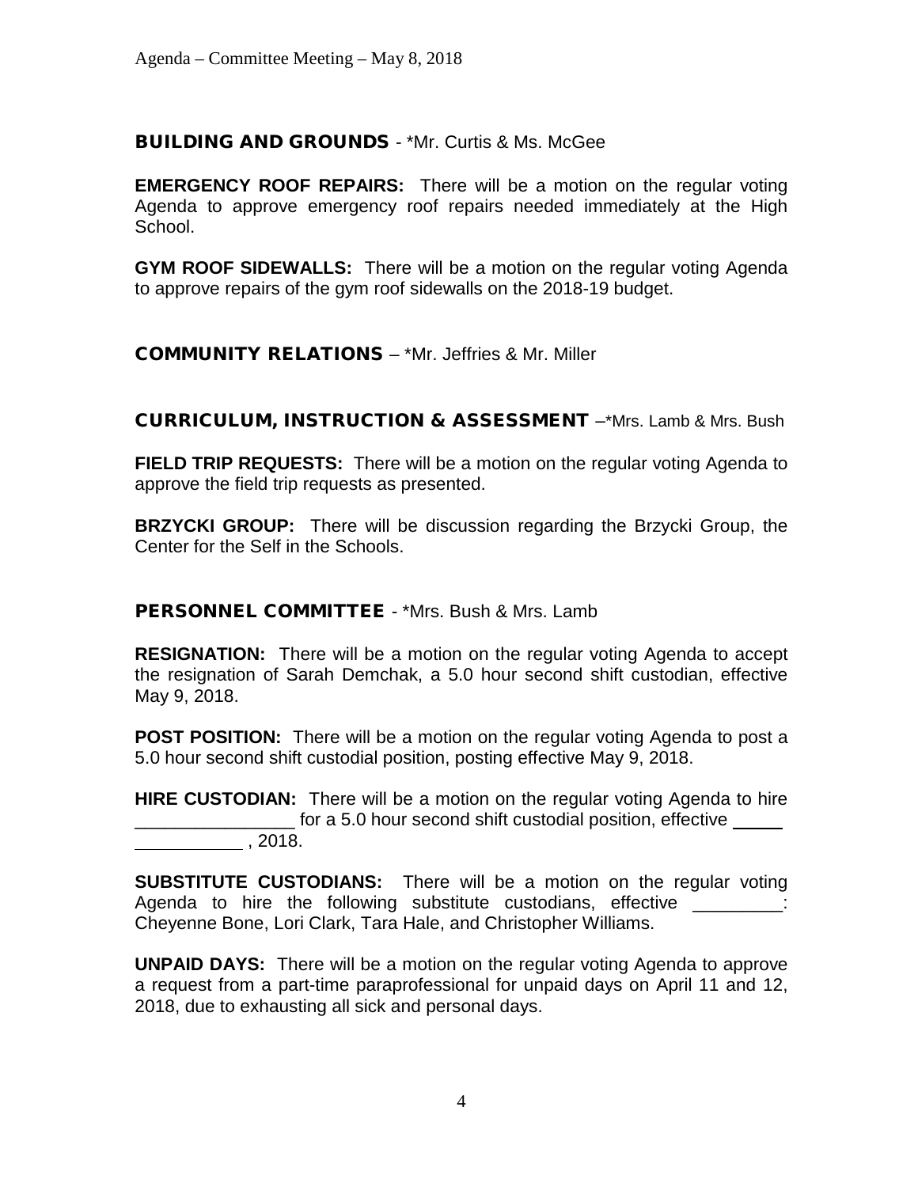## BUILDING AND GROUNDS - *Mr. Curtis & Ms. McGee

**EMERGENCY ROOF REPAIRS:** There will be a motion on the regular voting Agenda to approve emergency roof repairs needed immediately at the High School.

**GYM ROOF SIDEWALLS:** There will be a motion on the regular voting Agenda to approve repairs of the gym roof sidewalls on the 2018-19 budget.

## COMMUNITY RELATIONS – *Mr. Jeffries & Mr. Miller

## CURRICULUM, INSTRUCTION & ASSESSMENT –*Mrs. Lamb & Mrs. Bush

**FIELD TRIP REQUESTS:** There will be a motion on the regular voting Agenda to approve the field trip requests as presented.

**BRZYCKI GROUP:** There will be discussion regarding the Brzycki Group, the Center for the Self in the Schools.

## PERSONNEL COMMITTEE - *Mrs. Bush & Mrs. Lamb

**RESIGNATION:** There will be a motion on the regular voting Agenda to accept the resignation of Sarah Demchak, a 5.0 hour second shift custodian, effective May 9, 2018.

**POST POSITION:** There will be a motion on the regular voting Agenda to post a 5.0 hour second shift custodial position, posting effective May 9, 2018.

**HIRE CUSTODIAN:** There will be a motion on the regular voting Agenda to hire ________________ for a 5.0 hour second shift custodial position, effective ________________ , 2018.

**SUBSTITUTE CUSTODIANS:** There will be a motion on the regular voting Agenda to hire the following substitute custodians, effective _________: Cheyenne Bone, Lori Clark, Tara Hale, and Christopher Williams.

**UNPAID DAYS:** There will be a motion on the regular voting Agenda to approve a request from a part-time paraprofessional for unpaid days on April 11 and 12, 2018, due to exhausting all sick and personal days.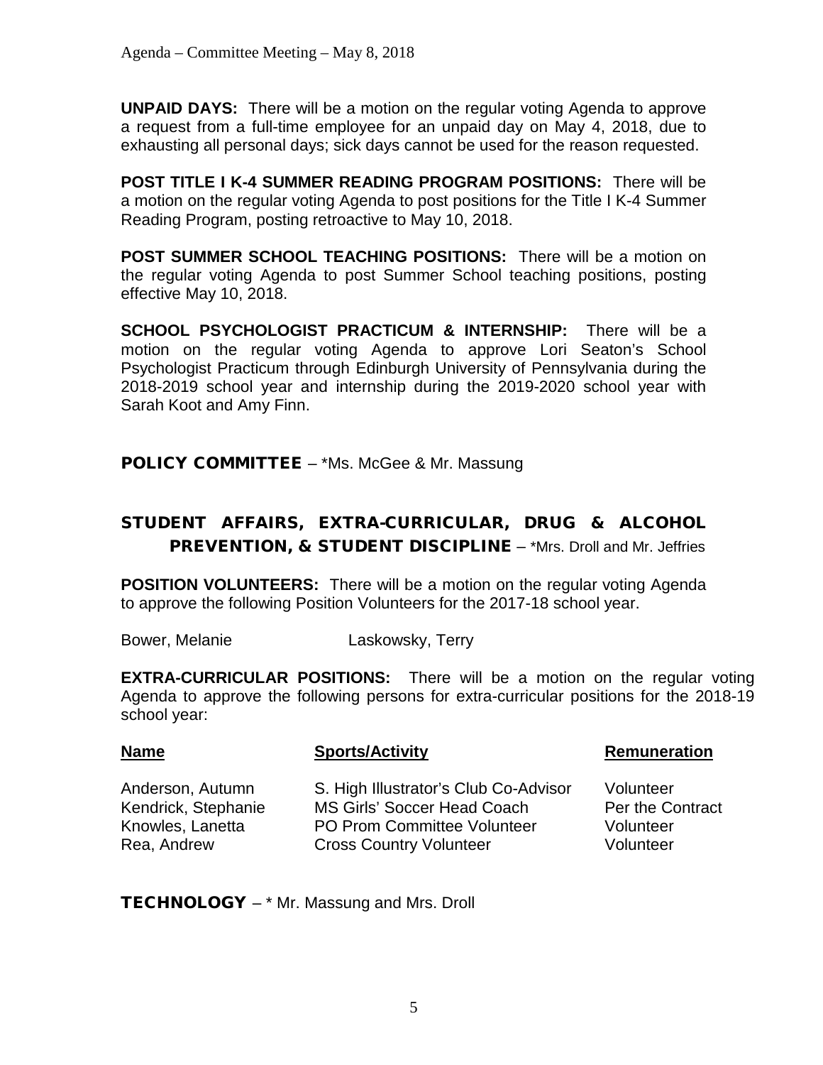**UNPAID DAYS:** There will be a motion on the regular voting Agenda to approve a request from a full-time employee for an unpaid day on May 4, 2018, due to exhausting all personal days; sick days cannot be used for the reason requested.

**POST TITLE I K-4 SUMMER READING PROGRAM POSITIONS:** There will be a motion on the regular voting Agenda to post positions for the Title I K-4 Summer Reading Program, posting retroactive to May 10, 2018.

**POST SUMMER SCHOOL TEACHING POSITIONS:** There will be a motion on the regular voting Agenda to post Summer School teaching positions, posting effective May 10, 2018.

**SCHOOL PSYCHOLOGIST PRACTICUM & INTERNSHIP:** There will be a motion on the regular voting Agenda to approve Lori Seaton's School Psychologist Practicum through Edinburgh University of Pennsylvania during the 2018-2019 school year and internship during the 2019-2020 school year with Sarah Koot and Amy Finn.

## POLICY COMMITTEE – *Ms. McGee & Mr. Massung

## STUDENT AFFAIRS, EXTRA-CURRICULAR, DRUG & ALCOHOL PREVENTION, & STUDENT DISCIPLINE – *Mrs. Droll and Mr. Jeffries

**POSITION VOLUNTEERS:** There will be a motion on the regular voting Agenda to approve the following Position Volunteers for the 2017-18 school year.

Bower, Melanie    Laskowsky, Terry

**EXTRA-CURRICULAR POSITIONS:** There will be a motion on the regular voting Agenda to approve the following persons for extra-curricular positions for the 2018-19 school year:

| Name | Sports/Activity | Remuneration |
|---|---|---|
| Anderson, Autumn | S. High Illustrator's Club Co-Advisor | Volunteer |
| Kendrick, Stephanie | MS Girls' Soccer Head Coach | Per the Contract |
| Knowles, Lanetta | PO Prom Committee Volunteer | Volunteer |
| Rea, Andrew | Cross Country Volunteer | Volunteer |

## TECHNOLOGY – * Mr. Massung and Mrs. Droll